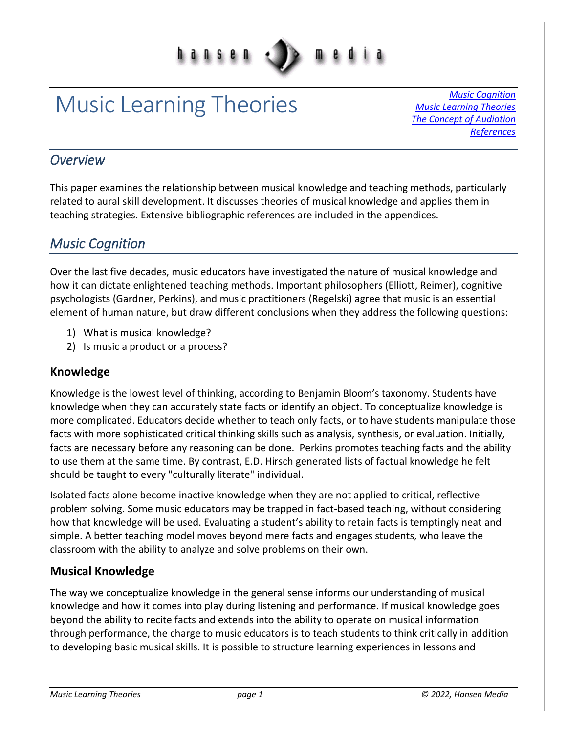# Music Learning Theories

*Music Cognition*
*Music Learning Theories*
*The Concept of Audiation*
*References*

## *Overview*

This paper examines the relationship between musical knowledge and teaching methods, particularly related to aural skill development. It discusses theories of musical knowledge and applies them in teaching strategies. Extensive bibliographic references are included in the appendices.

## *Music Cognition*

Over the last five decades, music educators have investigated the nature of musical knowledge and how it can dictate enlightened teaching methods. Important philosophers (Elliott, Reimer), cognitive psychologists (Gardner, Perkins), and music practitioners (Regelski) agree that music is an essential element of human nature, but draw different conclusions when they address the following questions:

1) What is musical knowledge?
2) Is music a product or a process?

### Knowledge

Knowledge is the lowest level of thinking, according to Benjamin Bloom's taxonomy. Students have knowledge when they can accurately state facts or identify an object. To conceptualize knowledge is more complicated. Educators decide whether to teach only facts, or to have students manipulate those facts with more sophisticated critical thinking skills such as analysis, synthesis, or evaluation. Initially, facts are necessary before any reasoning can be done. Perkins promotes teaching facts and the ability to use them at the same time. By contrast, E.D. Hirsch generated lists of factual knowledge he felt should be taught to every "culturally literate" individual.

Isolated facts alone become inactive knowledge when they are not applied to critical, reflective problem solving. Some music educators may be trapped in fact-based teaching, without considering how that knowledge will be used. Evaluating a student's ability to retain facts is temptingly neat and simple. A better teaching model moves beyond mere facts and engages students, who leave the classroom with the ability to analyze and solve problems on their own.

### Musical Knowledge

The way we conceptualize knowledge in the general sense informs our understanding of musical knowledge and how it comes into play during listening and performance. If musical knowledge goes beyond the ability to recite facts and extends into the ability to operate on musical information through performance, the charge to music educators is to teach students to think critically in addition to developing basic musical skills. It is possible to structure learning experiences in lessons and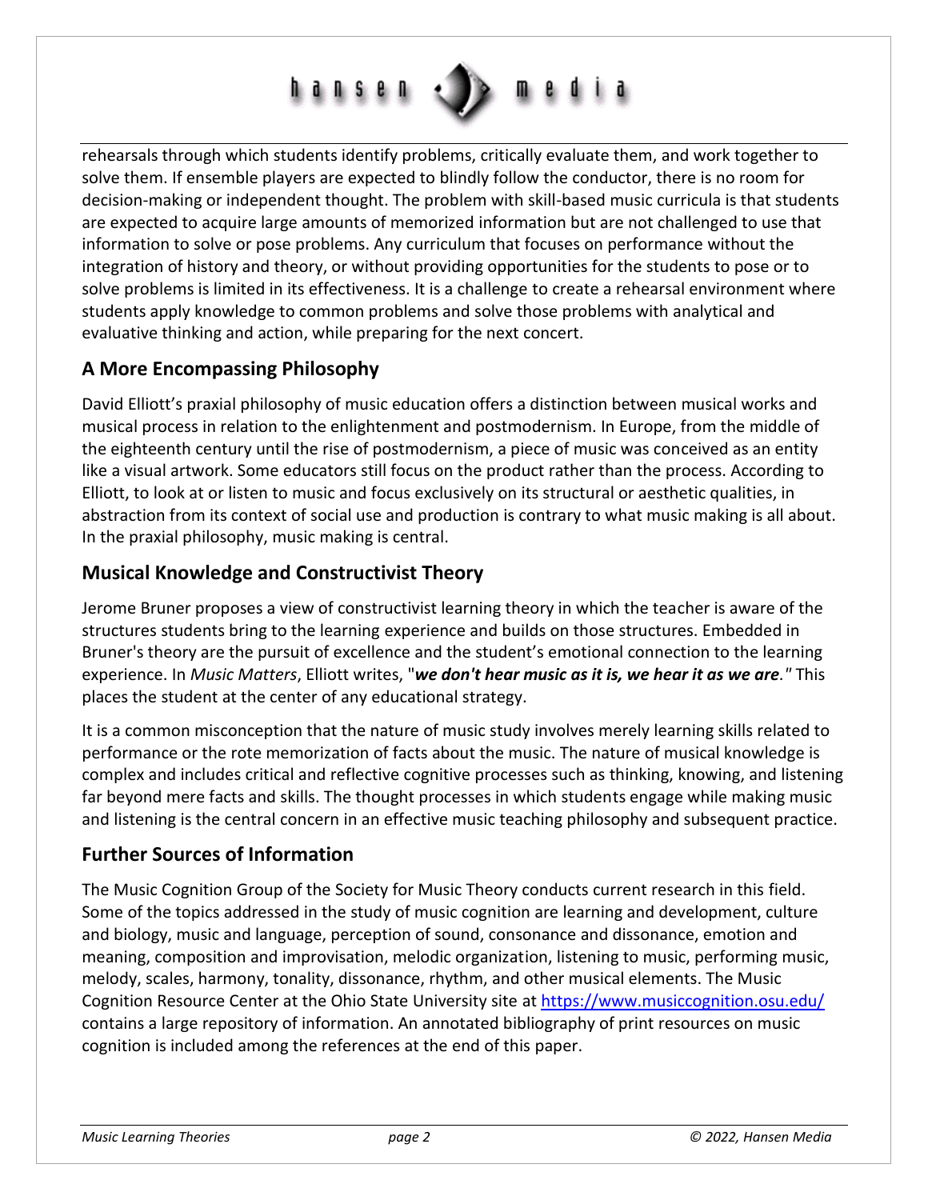rehearsals through which students identify problems, critically evaluate them, and work together to solve them. If ensemble players are expected to blindly follow the conductor, there is no room for decision-making or independent thought. The problem with skill-based music curricula is that students are expected to acquire large amounts of memorized information but are not challenged to use that information to solve or pose problems. Any curriculum that focuses on performance without the integration of history and theory, or without providing opportunities for the students to pose or to solve problems is limited in its effectiveness. It is a challenge to create a rehearsal environment where students apply knowledge to common problems and solve those problems with analytical and evaluative thinking and action, while preparing for the next concert.

## A More Encompassing Philosophy

David Elliott's praxial philosophy of music education offers a distinction between musical works and musical process in relation to the enlightenment and postmodernism. In Europe, from the middle of the eighteenth century until the rise of postmodernism, a piece of music was conceived as an entity like a visual artwork. Some educators still focus on the product rather than the process. According to Elliott, to look at or listen to music and focus exclusively on its structural or aesthetic qualities, in abstraction from its context of social use and production is contrary to what music making is all about. In the praxial philosophy, music making is central.

## Musical Knowledge and Constructivist Theory

Jerome Bruner proposes a view of constructivist learning theory in which the teacher is aware of the structures students bring to the learning experience and builds on those structures. Embedded in Bruner's theory are the pursuit of excellence and the student's emotional connection to the learning experience. In *Music Matters*, Elliott writes, "***we don't hear music as it is, we hear it as we are.***" This places the student at the center of any educational strategy.

It is a common misconception that the nature of music study involves merely learning skills related to performance or the rote memorization of facts about the music. The nature of musical knowledge is complex and includes critical and reflective cognitive processes such as thinking, knowing, and listening far beyond mere facts and skills. The thought processes in which students engage while making music and listening is the central concern in an effective music teaching philosophy and subsequent practice.

## Further Sources of Information

The Music Cognition Group of the Society for Music Theory conducts current research in this field. Some of the topics addressed in the study of music cognition are learning and development, culture and biology, music and language, perception of sound, consonance and dissonance, emotion and meaning, composition and improvisation, melodic organization, listening to music, performing music, melody, scales, harmony, tonality, dissonance, rhythm, and other musical elements. The Music Cognition Resource Center at the Ohio State University site at [https://www.musiccognition.osu.edu/](https://www.musiccognition.osu.edu/) contains a large repository of information. An annotated bibliography of print resources on music cognition is included among the references at the end of this paper.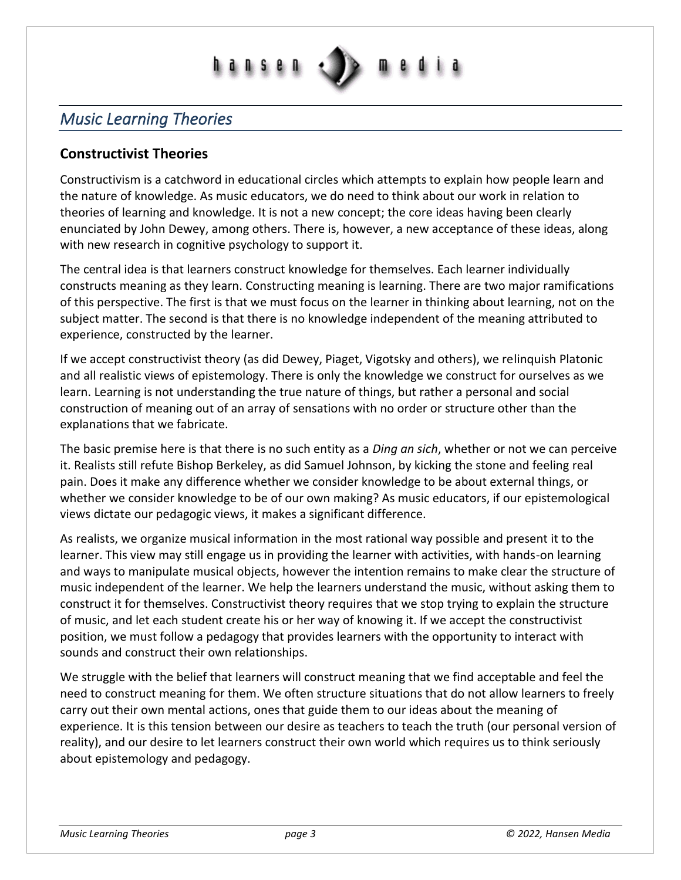## *Music Learning Theories*

### Constructivist Theories

Constructivism is a catchword in educational circles which attempts to explain how people learn and the nature of knowledge. As music educators, we do need to think about our work in relation to theories of learning and knowledge. It is not a new concept; the core ideas having been clearly enunciated by John Dewey, among others. There is, however, a new acceptance of these ideas, along with new research in cognitive psychology to support it.

The central idea is that learners construct knowledge for themselves. Each learner individually constructs meaning as they learn. Constructing meaning is learning. There are two major ramifications of this perspective. The first is that we must focus on the learner in thinking about learning, not on the subject matter. The second is that there is no knowledge independent of the meaning attributed to experience, constructed by the learner.

If we accept constructivist theory (as did Dewey, Piaget, Vigotsky and others), we relinquish Platonic and all realistic views of epistemology. There is only the knowledge we construct for ourselves as we learn. Learning is not understanding the true nature of things, but rather a personal and social construction of meaning out of an array of sensations with no order or structure other than the explanations that we fabricate.

The basic premise here is that there is no such entity as a *Ding an sich*, whether or not we can perceive it. Realists still refute Bishop Berkeley, as did Samuel Johnson, by kicking the stone and feeling real pain. Does it make any difference whether we consider knowledge to be about external things, or whether we consider knowledge to be of our own making? As music educators, if our epistemological views dictate our pedagogic views, it makes a significant difference.

As realists, we organize musical information in the most rational way possible and present it to the learner. This view may still engage us in providing the learner with activities, with hands-on learning and ways to manipulate musical objects, however the intention remains to make clear the structure of music independent of the learner. We help the learners understand the music, without asking them to construct it for themselves. Constructivist theory requires that we stop trying to explain the structure of music, and let each student create his or her way of knowing it. If we accept the constructivist position, we must follow a pedagogy that provides learners with the opportunity to interact with sounds and construct their own relationships.

We struggle with the belief that learners will construct meaning that we find acceptable and feel the need to construct meaning for them. We often structure situations that do not allow learners to freely carry out their own mental actions, ones that guide them to our ideas about the meaning of experience. It is this tension between our desire as teachers to teach the truth (our personal version of reality), and our desire to let learners construct their own world which requires us to think seriously about epistemology and pedagogy.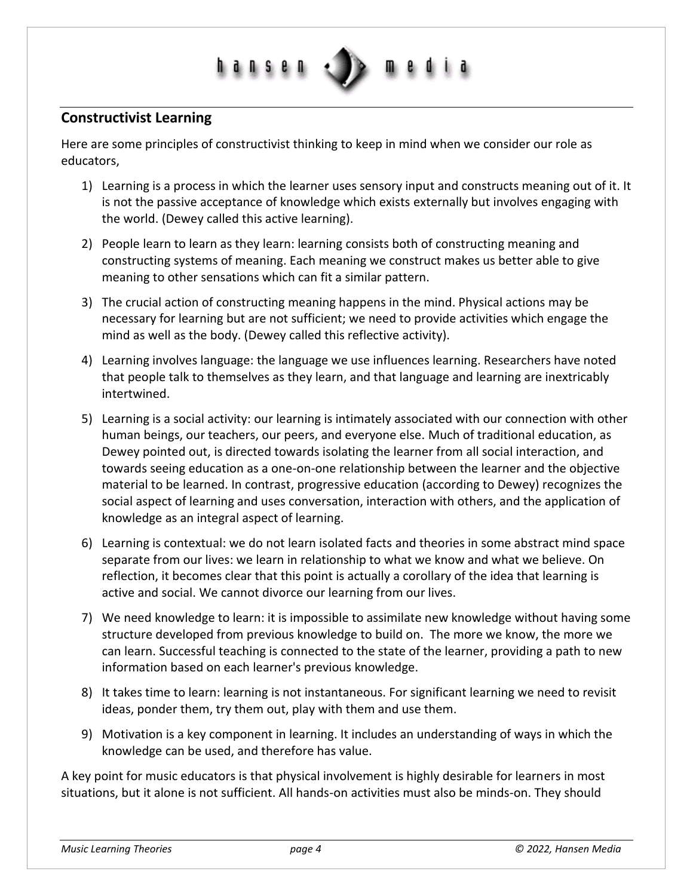## Constructivist Learning

Here are some principles of constructivist thinking to keep in mind when we consider our role as educators,

1) Learning is a process in which the learner uses sensory input and constructs meaning out of it. It is not the passive acceptance of knowledge which exists externally but involves engaging with the world. (Dewey called this active learning).

2) People learn to learn as they learn: learning consists both of constructing meaning and constructing systems of meaning. Each meaning we construct makes us better able to give meaning to other sensations which can fit a similar pattern.

3) The crucial action of constructing meaning happens in the mind. Physical actions may be necessary for learning but are not sufficient; we need to provide activities which engage the mind as well as the body. (Dewey called this reflective activity).

4) Learning involves language: the language we use influences learning. Researchers have noted that people talk to themselves as they learn, and that language and learning are inextricably intertwined.

5) Learning is a social activity: our learning is intimately associated with our connection with other human beings, our teachers, our peers, and everyone else. Much of traditional education, as Dewey pointed out, is directed towards isolating the learner from all social interaction, and towards seeing education as a one-on-one relationship between the learner and the objective material to be learned. In contrast, progressive education (according to Dewey) recognizes the social aspect of learning and uses conversation, interaction with others, and the application of knowledge as an integral aspect of learning.

6) Learning is contextual: we do not learn isolated facts and theories in some abstract mind space separate from our lives: we learn in relationship to what we know and what we believe. On reflection, it becomes clear that this point is actually a corollary of the idea that learning is active and social. We cannot divorce our learning from our lives.

7) We need knowledge to learn: it is impossible to assimilate new knowledge without having some structure developed from previous knowledge to build on. The more we know, the more we can learn. Successful teaching is connected to the state of the learner, providing a path to new information based on each learner's previous knowledge.

8) It takes time to learn: learning is not instantaneous. For significant learning we need to revisit ideas, ponder them, try them out, play with them and use them.

9) Motivation is a key component in learning. It includes an understanding of ways in which the knowledge can be used, and therefore has value.

A key point for music educators is that physical involvement is highly desirable for learners in most situations, but it alone is not sufficient. All hands-on activities must also be minds-on. They should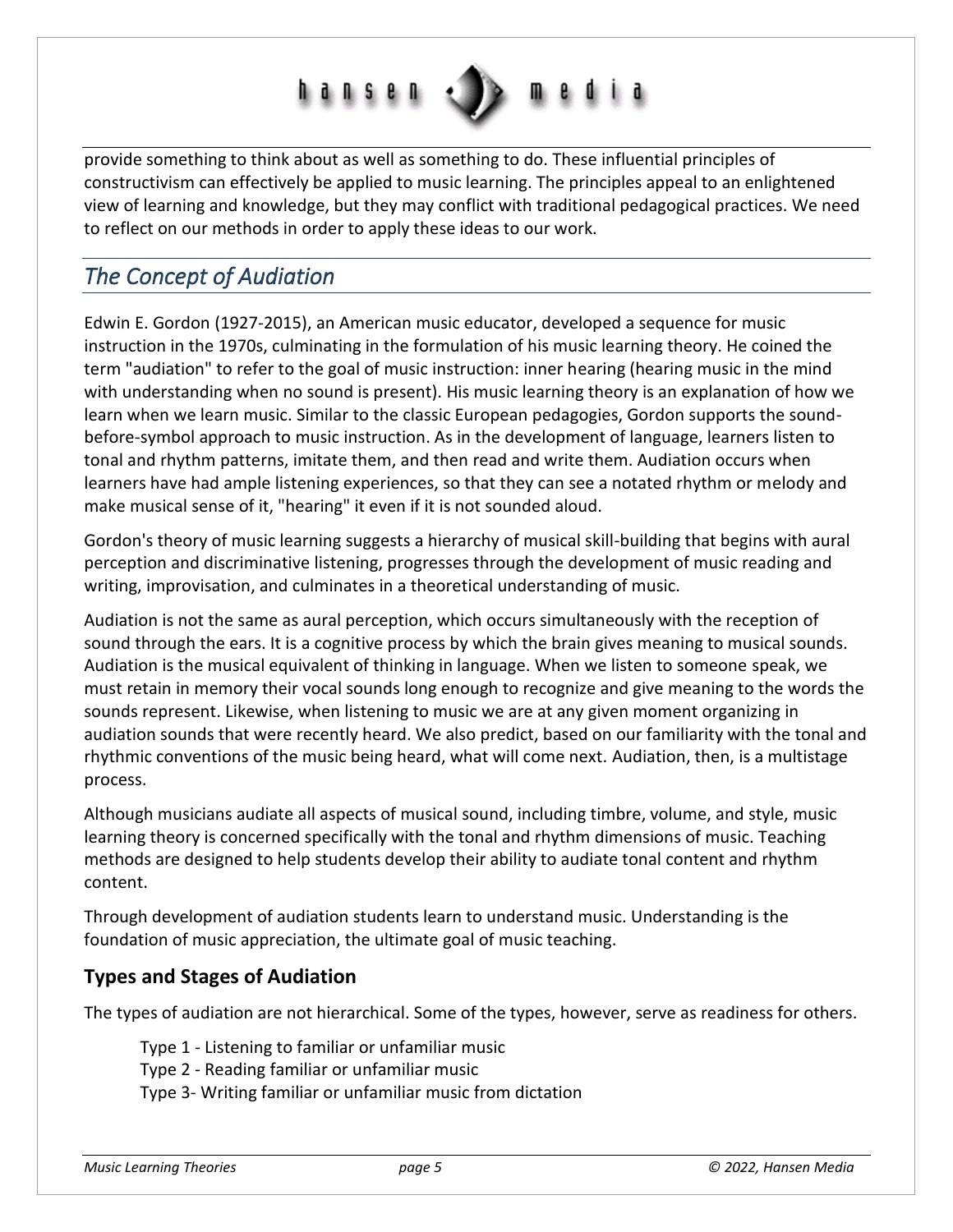provide something to think about as well as something to do. These influential principles of constructivism can effectively be applied to music learning. The principles appeal to an enlightened view of learning and knowledge, but they may conflict with traditional pedagogical practices. We need to reflect on our methods in order to apply these ideas to our work.

## *The Concept of Audiation*

Edwin E. Gordon (1927-2015), an American music educator, developed a sequence for music instruction in the 1970s, culminating in the formulation of his music learning theory. He coined the term "audiation" to refer to the goal of music instruction: inner hearing (hearing music in the mind with understanding when no sound is present). His music learning theory is an explanation of how we learn when we learn music. Similar to the classic European pedagogies, Gordon supports the sound-before-symbol approach to music instruction. As in the development of language, learners listen to tonal and rhythm patterns, imitate them, and then read and write them. Audiation occurs when learners have had ample listening experiences, so that they can see a notated rhythm or melody and make musical sense of it, "hearing" it even if it is not sounded aloud.

Gordon's theory of music learning suggests a hierarchy of musical skill-building that begins with aural perception and discriminative listening, progresses through the development of music reading and writing, improvisation, and culminates in a theoretical understanding of music.

Audiation is not the same as aural perception, which occurs simultaneously with the reception of sound through the ears. It is a cognitive process by which the brain gives meaning to musical sounds. Audiation is the musical equivalent of thinking in language. When we listen to someone speak, we must retain in memory their vocal sounds long enough to recognize and give meaning to the words the sounds represent. Likewise, when listening to music we are at any given moment organizing in audiation sounds that were recently heard. We also predict, based on our familiarity with the tonal and rhythmic conventions of the music being heard, what will come next. Audiation, then, is a multistage process.

Although musicians audiate all aspects of musical sound, including timbre, volume, and style, music learning theory is concerned specifically with the tonal and rhythm dimensions of music. Teaching methods are designed to help students develop their ability to audiate tonal content and rhythm content.

Through development of audiation students learn to understand music. Understanding is the foundation of music appreciation, the ultimate goal of music teaching.

### Types and Stages of Audiation

The types of audiation are not hierarchical. Some of the types, however, serve as readiness for others.

Type 1 - Listening to familiar or unfamiliar music
Type 2 - Reading familiar or unfamiliar music
Type 3- Writing familiar or unfamiliar music from dictation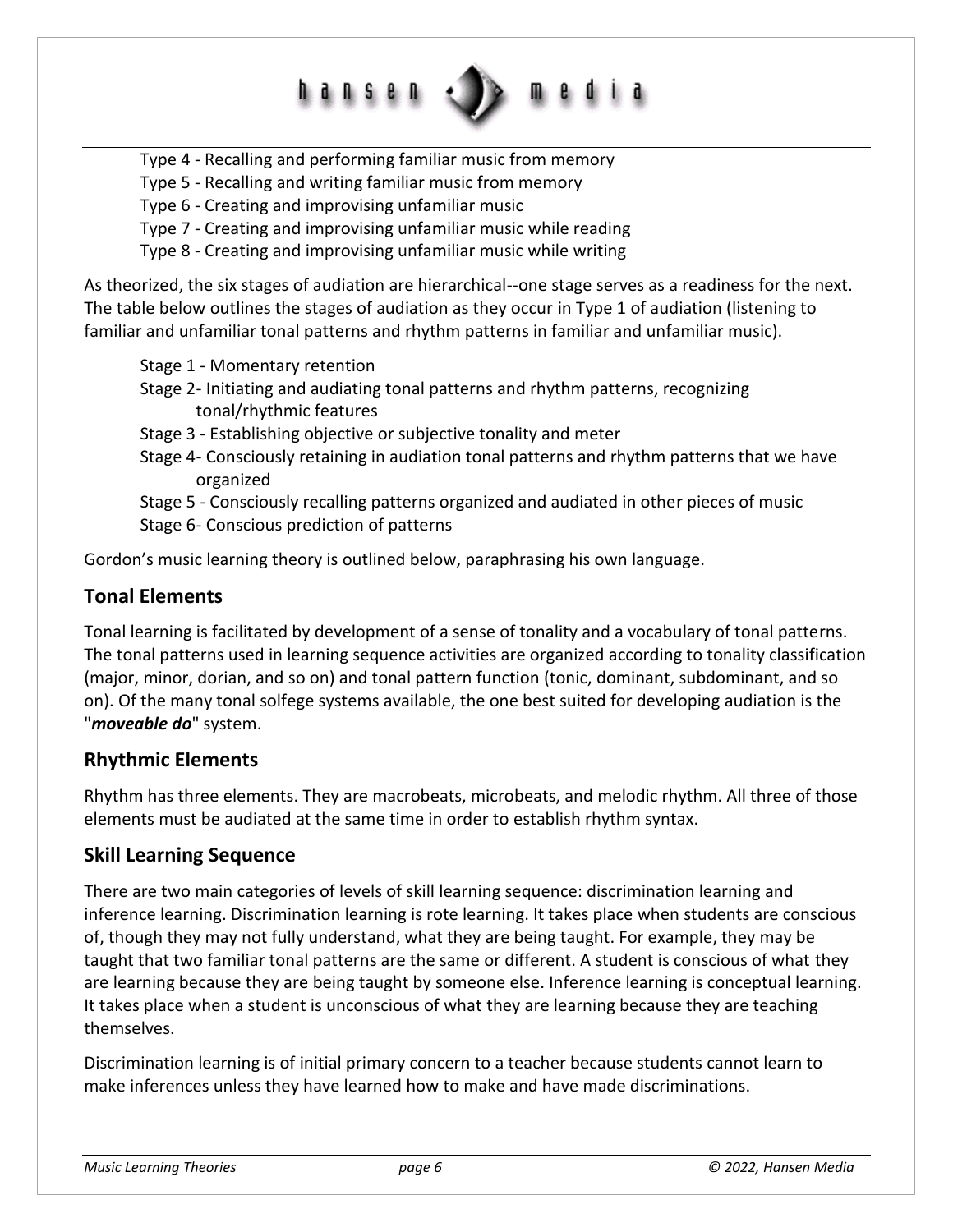Type 4 - Recalling and performing familiar music from memory
Type 5 - Recalling and writing familiar music from memory
Type 6 - Creating and improvising unfamiliar music
Type 7 - Creating and improvising unfamiliar music while reading
Type 8 - Creating and improvising unfamiliar music while writing

As theorized, the six stages of audiation are hierarchical--one stage serves as a readiness for the next. The table below outlines the stages of audiation as they occur in Type 1 of audiation (listening to familiar and unfamiliar tonal patterns and rhythm patterns in familiar and unfamiliar music).

Stage 1 - Momentary retention
Stage 2- Initiating and audiating tonal patterns and rhythm patterns, recognizing tonal/rhythmic features
Stage 3 - Establishing objective or subjective tonality and meter
Stage 4- Consciously retaining in audiation tonal patterns and rhythm patterns that we have organized
Stage 5 - Consciously recalling patterns organized and audiated in other pieces of music
Stage 6- Conscious prediction of patterns

Gordon's music learning theory is outlined below, paraphrasing his own language.

## Tonal Elements

Tonal learning is facilitated by development of a sense of tonality and a vocabulary of tonal patterns. The tonal patterns used in learning sequence activities are organized according to tonality classification (major, minor, dorian, and so on) and tonal pattern function (tonic, dominant, subdominant, and so on). Of the many tonal solfege systems available, the one best suited for developing audiation is the "***moveable do***" system.

## Rhythmic Elements

Rhythm has three elements. They are macrobeats, microbeats, and melodic rhythm. All three of those elements must be audiated at the same time in order to establish rhythm syntax.

## Skill Learning Sequence

There are two main categories of levels of skill learning sequence: discrimination learning and inference learning. Discrimination learning is rote learning. It takes place when students are conscious of, though they may not fully understand, what they are being taught. For example, they may be taught that two familiar tonal patterns are the same or different. A student is conscious of what they are learning because they are being taught by someone else. Inference learning is conceptual learning. It takes place when a student is unconscious of what they are learning because they are teaching themselves.

Discrimination learning is of initial primary concern to a teacher because students cannot learn to make inferences unless they have learned how to make and have made discriminations.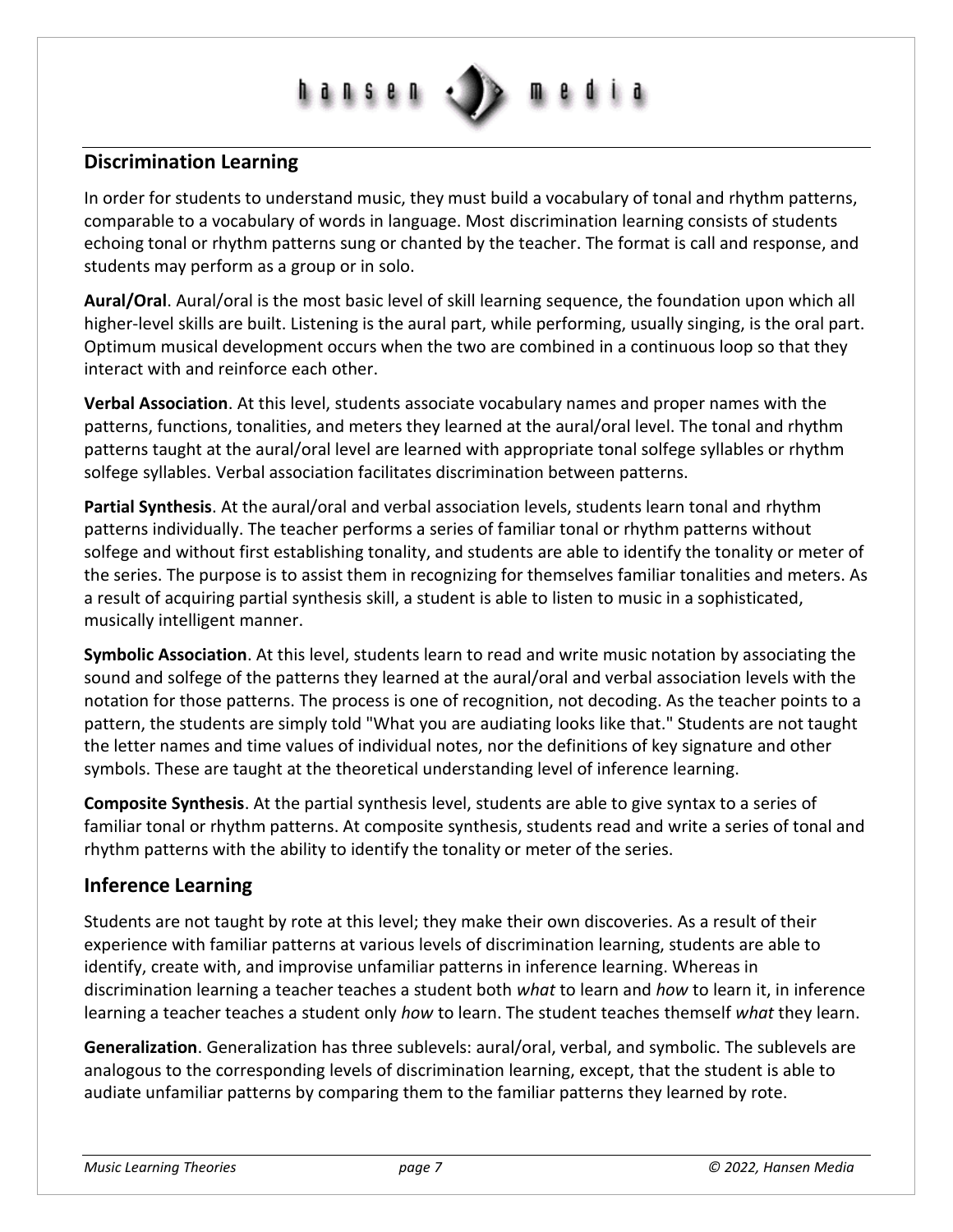## Discrimination Learning

In order for students to understand music, they must build a vocabulary of tonal and rhythm patterns, comparable to a vocabulary of words in language. Most discrimination learning consists of students echoing tonal or rhythm patterns sung or chanted by the teacher. The format is call and response, and students may perform as a group or in solo.

**Aural/Oral**. Aural/oral is the most basic level of skill learning sequence, the foundation upon which all higher-level skills are built. Listening is the aural part, while performing, usually singing, is the oral part. Optimum musical development occurs when the two are combined in a continuous loop so that they interact with and reinforce each other.

**Verbal Association**. At this level, students associate vocabulary names and proper names with the patterns, functions, tonalities, and meters they learned at the aural/oral level. The tonal and rhythm patterns taught at the aural/oral level are learned with appropriate tonal solfege syllables or rhythm solfege syllables. Verbal association facilitates discrimination between patterns.

**Partial Synthesis**. At the aural/oral and verbal association levels, students learn tonal and rhythm patterns individually. The teacher performs a series of familiar tonal or rhythm patterns without solfege and without first establishing tonality, and students are able to identify the tonality or meter of the series. The purpose is to assist them in recognizing for themselves familiar tonalities and meters. As a result of acquiring partial synthesis skill, a student is able to listen to music in a sophisticated, musically intelligent manner.

**Symbolic Association**. At this level, students learn to read and write music notation by associating the sound and solfege of the patterns they learned at the aural/oral and verbal association levels with the notation for those patterns. The process is one of recognition, not decoding. As the teacher points to a pattern, the students are simply told "What you are audiating looks like that." Students are not taught the letter names and time values of individual notes, nor the definitions of key signature and other symbols. These are taught at the theoretical understanding level of inference learning.

**Composite Synthesis**. At the partial synthesis level, students are able to give syntax to a series of familiar tonal or rhythm patterns. At composite synthesis, students read and write a series of tonal and rhythm patterns with the ability to identify the tonality or meter of the series.

## Inference Learning

Students are not taught by rote at this level; they make their own discoveries. As a result of their experience with familiar patterns at various levels of discrimination learning, students are able to identify, create with, and improvise unfamiliar patterns in inference learning. Whereas in discrimination learning a teacher teaches a student both *what* to learn and *how* to learn it, in inference learning a teacher teaches a student only *how* to learn. The student teaches themself *what* they learn.

**Generalization**. Generalization has three sublevels: aural/oral, verbal, and symbolic. The sublevels are analogous to the corresponding levels of discrimination learning, except, that the student is able to audiate unfamiliar patterns by comparing them to the familiar patterns they learned by rote.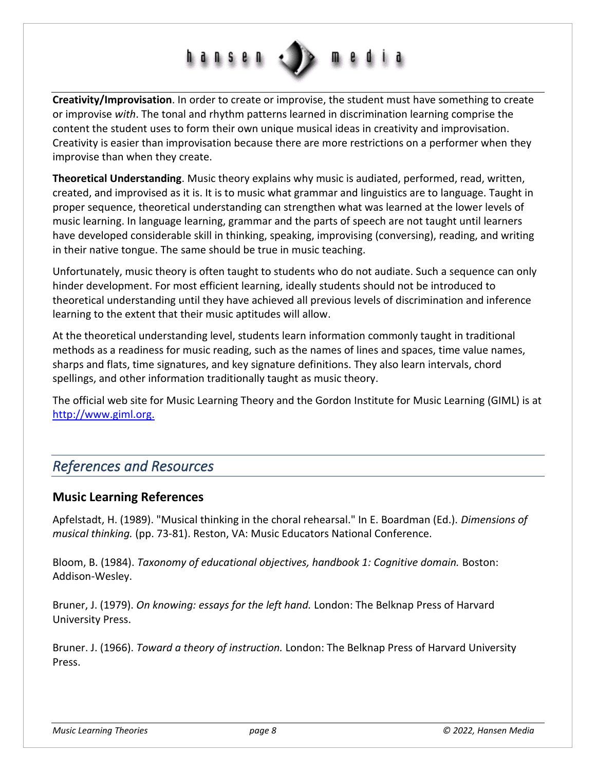**Creativity/Improvisation**. In order to create or improvise, the student must have something to create or improvise *with*. The tonal and rhythm patterns learned in discrimination learning comprise the content the student uses to form their own unique musical ideas in creativity and improvisation. Creativity is easier than improvisation because there are more restrictions on a performer when they improvise than when they create.

**Theoretical Understanding**. Music theory explains why music is audiated, performed, read, written, created, and improvised as it is. It is to music what grammar and linguistics are to language. Taught in proper sequence, theoretical understanding can strengthen what was learned at the lower levels of music learning. In language learning, grammar and the parts of speech are not taught until learners have developed considerable skill in thinking, speaking, improvising (conversing), reading, and writing in their native tongue. The same should be true in music teaching.

Unfortunately, music theory is often taught to students who do not audiate. Such a sequence can only hinder development. For most efficient learning, ideally students should not be introduced to theoretical understanding until they have achieved all previous levels of discrimination and inference learning to the extent that their music aptitudes will allow.

At the theoretical understanding level, students learn information commonly taught in traditional methods as a readiness for music reading, such as the names of lines and spaces, time value names, sharps and flats, time signatures, and key signature definitions. They also learn intervals, chord spellings, and other information traditionally taught as music theory.

The official web site for Music Learning Theory and the Gordon Institute for Music Learning (GIML) is at [http://www.giml.org.](http://www.giml.org)

## *References and Resources*

### Music Learning References

Apfelstadt, H. (1989). "Musical thinking in the choral rehearsal." In E. Boardman (Ed.). *Dimensions of musical thinking.* (pp. 73-81). Reston, VA: Music Educators National Conference.

Bloom, B. (1984). *Taxonomy of educational objectives, handbook 1: Cognitive domain.* Boston: Addison-Wesley.

Bruner, J. (1979). *On knowing: essays for the left hand.* London: The Belknap Press of Harvard University Press.

Bruner. J. (1966). *Toward a theory of instruction.* London: The Belknap Press of Harvard University Press.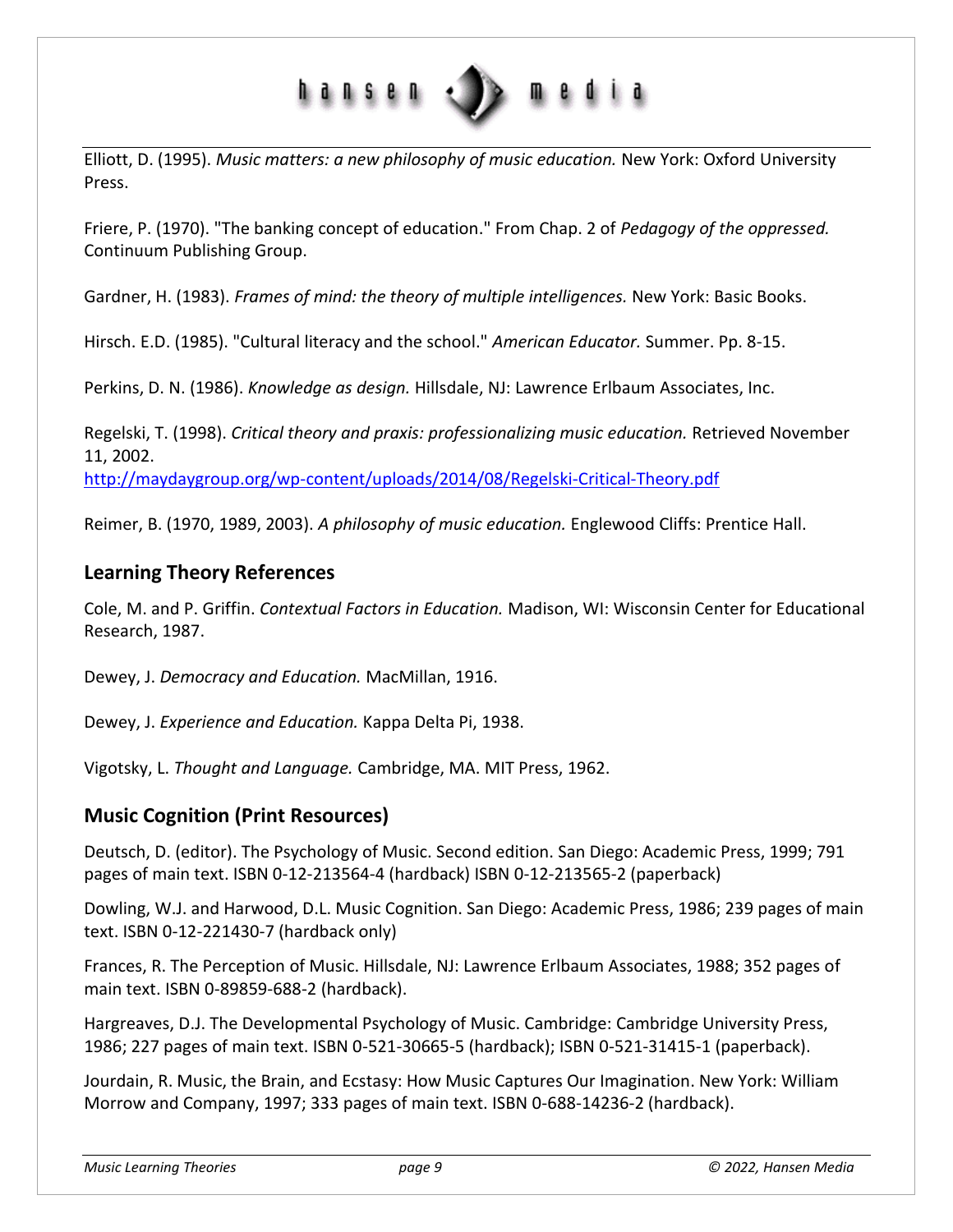Elliott, D. (1995). *Music matters: a new philosophy of music education.* New York: Oxford University Press.

Friere, P. (1970). "The banking concept of education." From Chap. 2 of *Pedagogy of the oppressed.* Continuum Publishing Group.

Gardner, H. (1983). *Frames of mind: the theory of multiple intelligences.* New York: Basic Books.

Hirsch. E.D. (1985). "Cultural literacy and the school." *American Educator.* Summer. Pp. 8-15.

Perkins, D. N. (1986). *Knowledge as design.* Hillsdale, NJ: Lawrence Erlbaum Associates, Inc.

Regelski, T. (1998). *Critical theory and praxis: professionalizing music education.* Retrieved November 11, 2002.
http://maydaygroup.org/wp-content/uploads/2014/08/Regelski-Critical-Theory.pdf

Reimer, B. (1970, 1989, 2003). *A philosophy of music education.* Englewood Cliffs: Prentice Hall.

## Learning Theory References

Cole, M. and P. Griffin. *Contextual Factors in Education.* Madison, WI: Wisconsin Center for Educational Research, 1987.

Dewey, J. *Democracy and Education.* MacMillan, 1916.

Dewey, J. *Experience and Education.* Kappa Delta Pi, 1938.

Vigotsky, L. *Thought and Language.* Cambridge, MA. MIT Press, 1962.

## Music Cognition (Print Resources)

Deutsch, D. (editor). The Psychology of Music. Second edition. San Diego: Academic Press, 1999; 791 pages of main text. ISBN 0-12-213564-4 (hardback) ISBN 0-12-213565-2 (paperback)

Dowling, W.J. and Harwood, D.L. Music Cognition. San Diego: Academic Press, 1986; 239 pages of main text. ISBN 0-12-221430-7 (hardback only)

Frances, R. The Perception of Music. Hillsdale, NJ: Lawrence Erlbaum Associates, 1988; 352 pages of main text. ISBN 0-89859-688-2 (hardback).

Hargreaves, D.J. The Developmental Psychology of Music. Cambridge: Cambridge University Press, 1986; 227 pages of main text. ISBN 0-521-30665-5 (hardback); ISBN 0-521-31415-1 (paperback).

Jourdain, R. Music, the Brain, and Ecstasy: How Music Captures Our Imagination. New York: William Morrow and Company, 1997; 333 pages of main text. ISBN 0-688-14236-2 (hardback).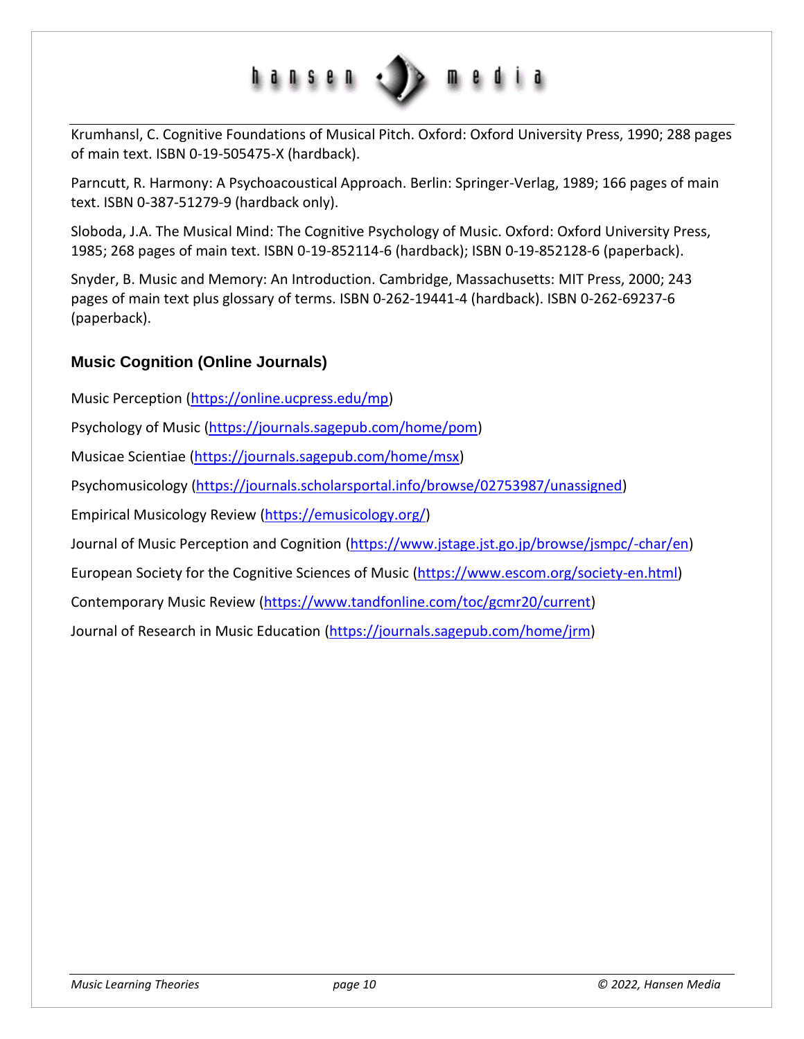Krumhansl, C. Cognitive Foundations of Musical Pitch. Oxford: Oxford University Press, 1990; 288 pages of main text. ISBN 0-19-505475-X (hardback).

Parncutt, R. Harmony: A Psychoacoustical Approach. Berlin: Springer-Verlag, 1989; 166 pages of main text. ISBN 0-387-51279-9 (hardback only).

Sloboda, J.A. The Musical Mind: The Cognitive Psychology of Music. Oxford: Oxford University Press, 1985; 268 pages of main text. ISBN 0-19-852114-6 (hardback); ISBN 0-19-852128-6 (paperback).

Snyder, B. Music and Memory: An Introduction. Cambridge, Massachusetts: MIT Press, 2000; 243 pages of main text plus glossary of terms. ISBN 0-262-19441-4 (hardback). ISBN 0-262-69237-6 (paperback).

### Music Cognition (Online Journals)

Music Perception (https://online.ucpress.edu/mp)

Psychology of Music (https://journals.sagepub.com/home/pom)

Musicae Scientiae (https://journals.sagepub.com/home/msx)

Psychomusicology (https://journals.scholarsportal.info/browse/02753987/unassigned)

Empirical Musicology Review (https://emusicology.org/)

Journal of Music Perception and Cognition (https://www.jstage.jst.go.jp/browse/jsmpc/-char/en)

European Society for the Cognitive Sciences of Music (https://www.escom.org/society-en.html)

Contemporary Music Review (https://www.tandfonline.com/toc/gcmr20/current)

Journal of Research in Music Education (https://journals.sagepub.com/home/jrm)